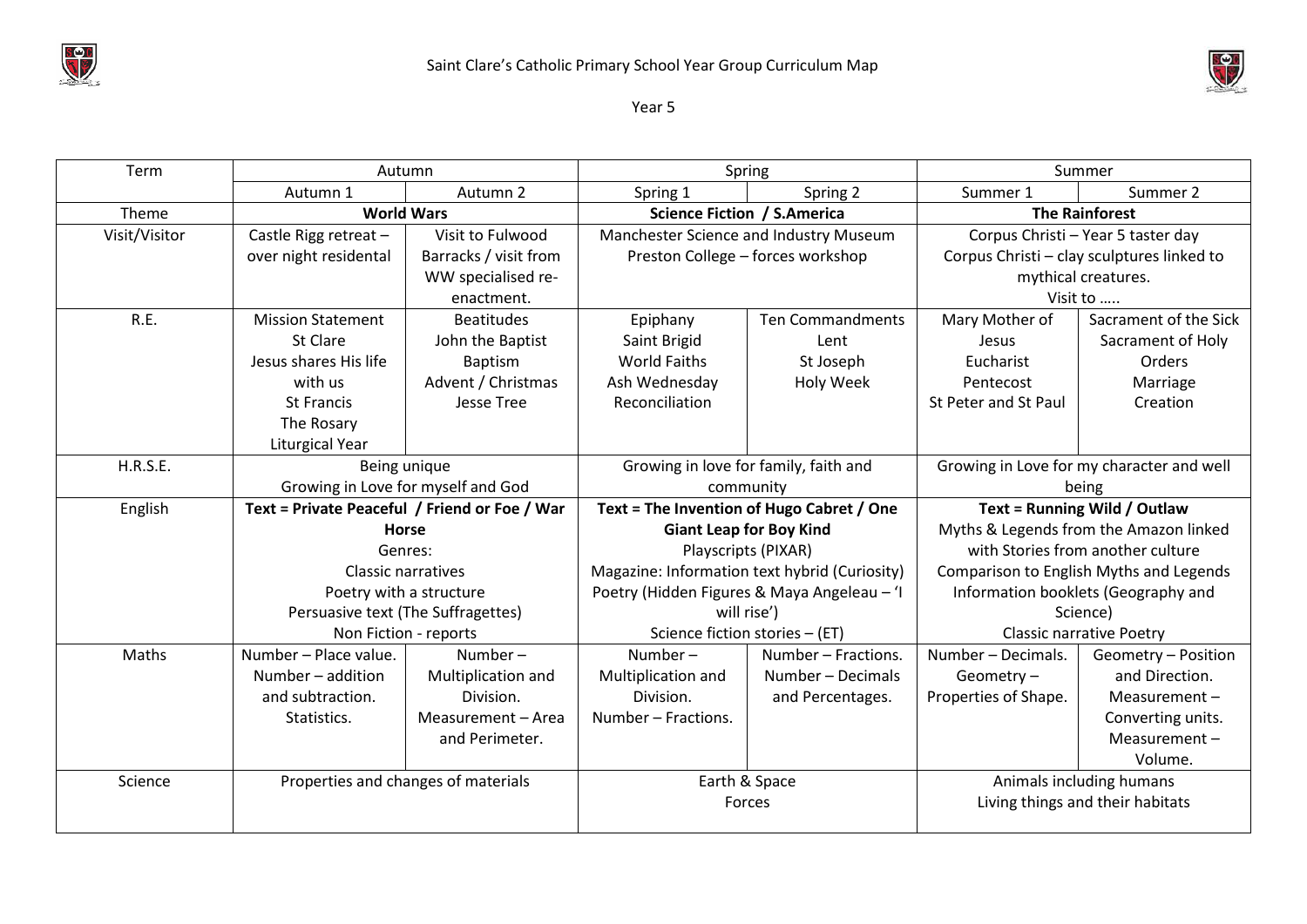# Saint Clare's Catholic Primary School Year Group Curriculum Map

## Year 5

| Term | Autumn | | Spring | | Summer | |
|---|---|---|---|---|---|---|
| | Autumn 1 | Autumn 2 | Spring 1 | Spring 2 | Summer 1 | Summer 2 |
| Theme | **World Wars** | | **Science Fiction / S.America** | | **The Rainforest** | |
| Visit/Visitor | Castle Rigg retreat – over night residental | Visit to Fulwood Barracks / visit from WW specialised re-enactment. | Manchester Science and Industry Museum<br>Preston College – forces workshop | | Corpus Christi – Year 5 taster day<br>Corpus Christi – clay sculptures linked to mythical creatures.<br>Visit to ….. | |
| R.E. | Mission Statement<br>St Clare<br>Jesus shares His life with us<br>St Francis<br>The Rosary<br>Liturgical Year | Beatitudes<br>John the Baptist<br>Baptism<br>Advent / Christmas<br>Jesse Tree | Epiphany<br>Saint Brigid<br>World Faiths<br>Ash Wednesday<br>Reconciliation | Ten Commandments<br>Lent<br>St Joseph<br>Holy Week | Mary Mother of Jesus<br>Eucharist<br>Pentecost<br>St Peter and St Paul | Sacrament of the Sick<br>Sacrament of Holy Orders<br>Marriage<br>Creation |
| H.R.S.E. | Being unique<br>Growing in Love for myself and God | | Growing in love for family, faith and community | | Growing in Love for my character and well being | |
| English | **Text = Private Peaceful / Friend or Foe / War Horse**<br>Genres:<br>Classic narratives<br>Poetry with a structure<br>Persuasive text (The Suffragettes)<br>Non Fiction - reports | | **Text = The Invention of Hugo Cabret / One Giant Leap for Boy Kind**<br>Playscripts (PIXAR)<br>Magazine: Information text hybrid (Curiosity)<br>Poetry (Hidden Figures & Maya Angeleau – 'I will rise')<br>Science fiction stories – (ET) | | **Text = Running Wild / Outlaw**<br>Myths & Legends from the Amazon linked with Stories from another culture<br>Comparison to English Myths and Legends<br>Information booklets (Geography and Science)<br>Classic narrative Poetry | |
| Maths | Number – Place value.<br>Number – addition and subtraction.<br>Statistics. | Number – Multiplication and Division.<br>Measurement – Area and Perimeter. | Number – Multiplication and Division.<br>Number – Fractions. | Number – Fractions.<br>Number – Decimals and Percentages. | Number – Decimals.<br>Geometry – Properties of Shape. | Geometry – Position and Direction.<br>Measurement – Converting units.<br>Measurement – Volume. |
| Science | Properties and changes of materials | | Earth & Space<br>Forces | | Animals including humans<br>Living things and their habitats | |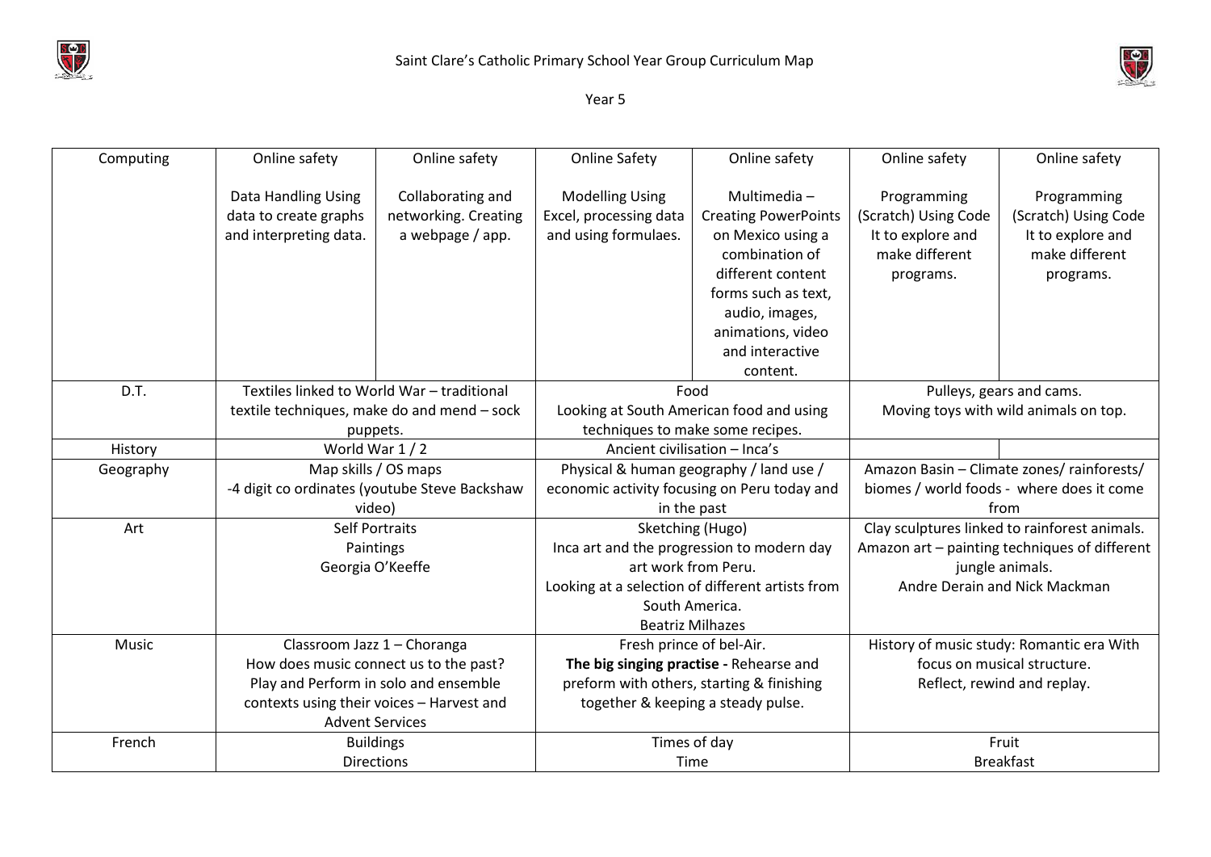Saint Clare's Catholic Primary School Year Group Curriculum Map

Year 5

| Computing | Online safety<br><br>Data Handling Using data to create graphs and interpreting data. | Online safety<br><br>Collaborating and networking. Creating a webpage / app. | Online Safety<br><br>Modelling Using Excel, processing data and using formulaes. | Online safety<br><br>Multimedia – Creating PowerPoints on Mexico using a combination of different content forms such as text, audio, images, animations, video and interactive content. | Online safety<br><br>Programming (Scratch) Using Code It to explore and make different programs. | Online safety<br><br>Programming (Scratch) Using Code It to explore and make different programs. |
|---|---|---|---|---|---|---|
| D.T. | Textiles linked to World War – traditional textile techniques, make do and mend – sock puppets. | | Food<br>Looking at South American food and using techniques to make some recipes. | | Pulleys, gears and cams.<br>Moving toys with wild animals on top. | |
| History | World War 1 / 2 | | Ancient civilisation – Inca's | | | |
| Geography | Map skills / OS maps<br>-4 digit co ordinates (youtube Steve Backshaw video) | | Physical & human geography / land use / economic activity focusing on Peru today and in the past | | Amazon Basin – Climate zones/ rainforests/ biomes / world foods - where does it come from | |
| Art | Self Portraits<br>Paintings<br>Georgia O'Keeffe | | Sketching (Hugo)<br>Inca art and the progression to modern day art work from Peru.<br>Looking at a selection of different artists from South America.<br>Beatriz Milhazes | | Clay sculptures linked to rainforest animals.<br>Amazon art – painting techniques of different jungle animals.<br>Andre Derain and Nick Mackman | |
| Music | Classroom Jazz 1 – Choranga<br>How does music connect us to the past?<br>Play and Perform in solo and ensemble contexts using their voices – Harvest and Advent Services | | Fresh prince of bel-Air.<br>**The big singing practise -** Rehearse and preform with others, starting & finishing together & keeping a steady pulse. | | History of music study: Romantic era With focus on musical structure.<br>Reflect, rewind and replay. | |
| French | Buildings<br>Directions | | Times of day<br>Time | | Fruit<br>Breakfast | |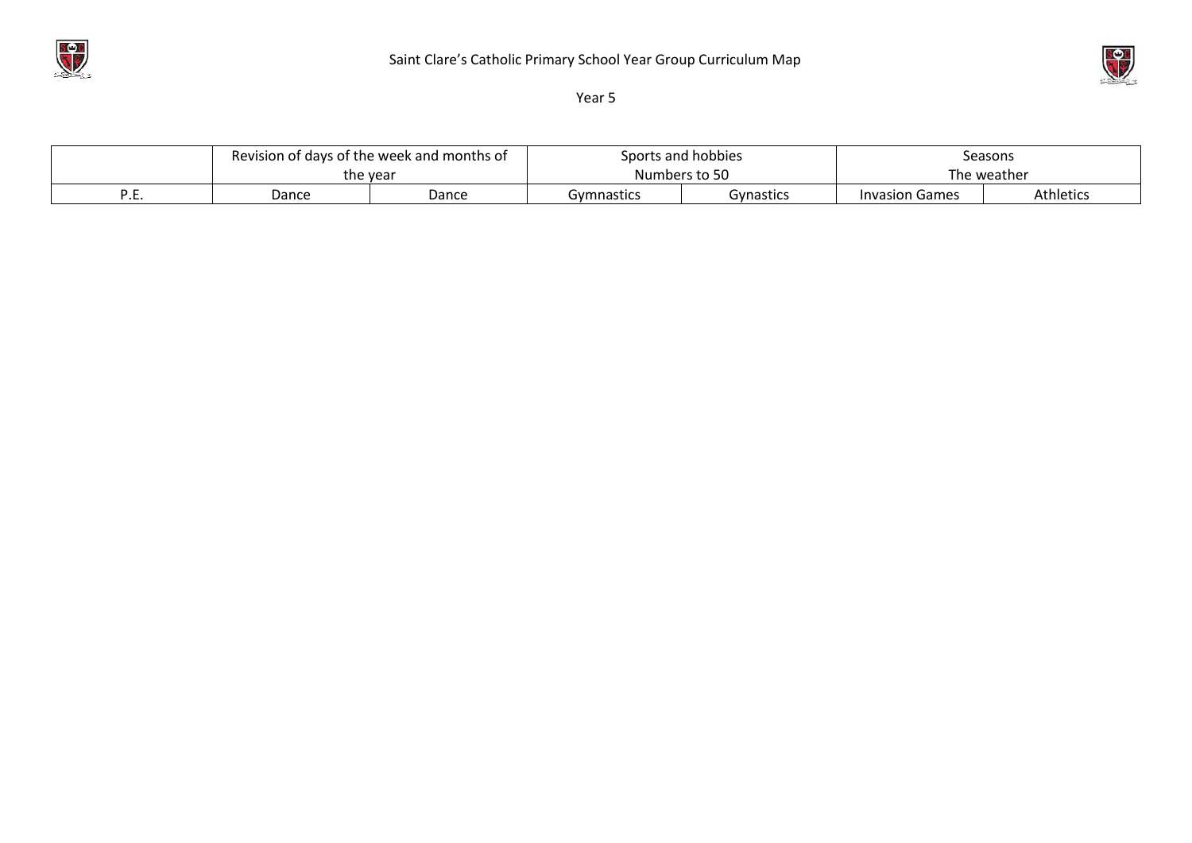Saint Clare's Catholic Primary School Year Group Curriculum Map

Year 5

| | | | | | | |
|---|---|---|---|---|---|---|
| | Revision of days of the week and months of the year | | Sports and hobbies Numbers to 50 | | Seasons The weather | |
| P.E. | Dance | Dance | Gymnastics | Gynastics | Invasion Games | Athletics |